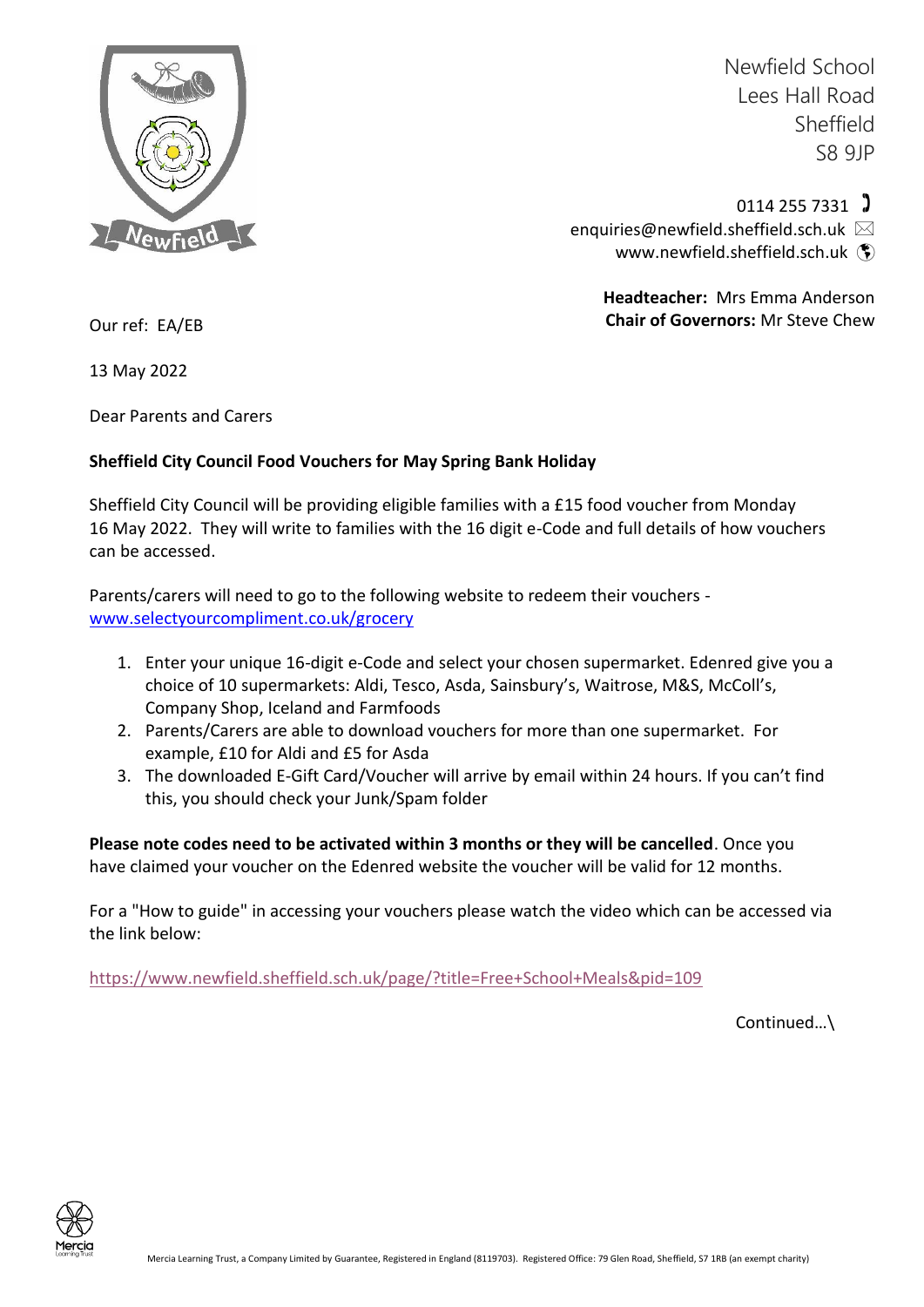Newfield School
Lees Hall Road
Sheffield
S8 9JP

0114 255 7331
enquiries@newfield.sheffield.sch.uk
www.newfield.sheffield.sch.uk

**Headteacher:** Mrs Emma Anderson
**Chair of Governors:** Mr Steve Chew

Our ref: EA/EB

13 May 2022

Dear Parents and Carers

**Sheffield City Council Food Vouchers for May Spring Bank Holiday**

Sheffield City Council will be providing eligible families with a £15 food voucher from Monday 16 May 2022. They will write to families with the 16 digit e-Code and full details of how vouchers can be accessed.

Parents/carers will need to go to the following website to redeem their vouchers - [www.selectyourcompliment.co.uk/grocery](http://www.selectyourcompliment.co.uk/grocery)

1. Enter your unique 16-digit e-Code and select your chosen supermarket. Edenred give you a choice of 10 supermarkets: Aldi, Tesco, Asda, Sainsbury's, Waitrose, M&S, McColl's, Company Shop, Iceland and Farmfoods
2. Parents/Carers are able to download vouchers for more than one supermarket. For example, £10 for Aldi and £5 for Asda
3. The downloaded E-Gift Card/Voucher will arrive by email within 24 hours. If you can't find this, you should check your Junk/Spam folder

**Please note codes need to be activated within 3 months or they will be cancelled**. Once you have claimed your voucher on the Edenred website the voucher will be valid for 12 months.

For a "How to guide" in accessing your vouchers please watch the video which can be accessed via the link below:

[https://www.newfield.sheffield.sch.uk/page/?title=Free+School+Meals&pid=109](https://www.newfield.sheffield.sch.uk/page/?title=Free+School+Meals&pid=109)

Continued…\

Mercia Learning Trust, a Company Limited by Guarantee, Registered in England (8119703). Registered Office: 79 Glen Road, Sheffield, S7 1RB (an exempt charity)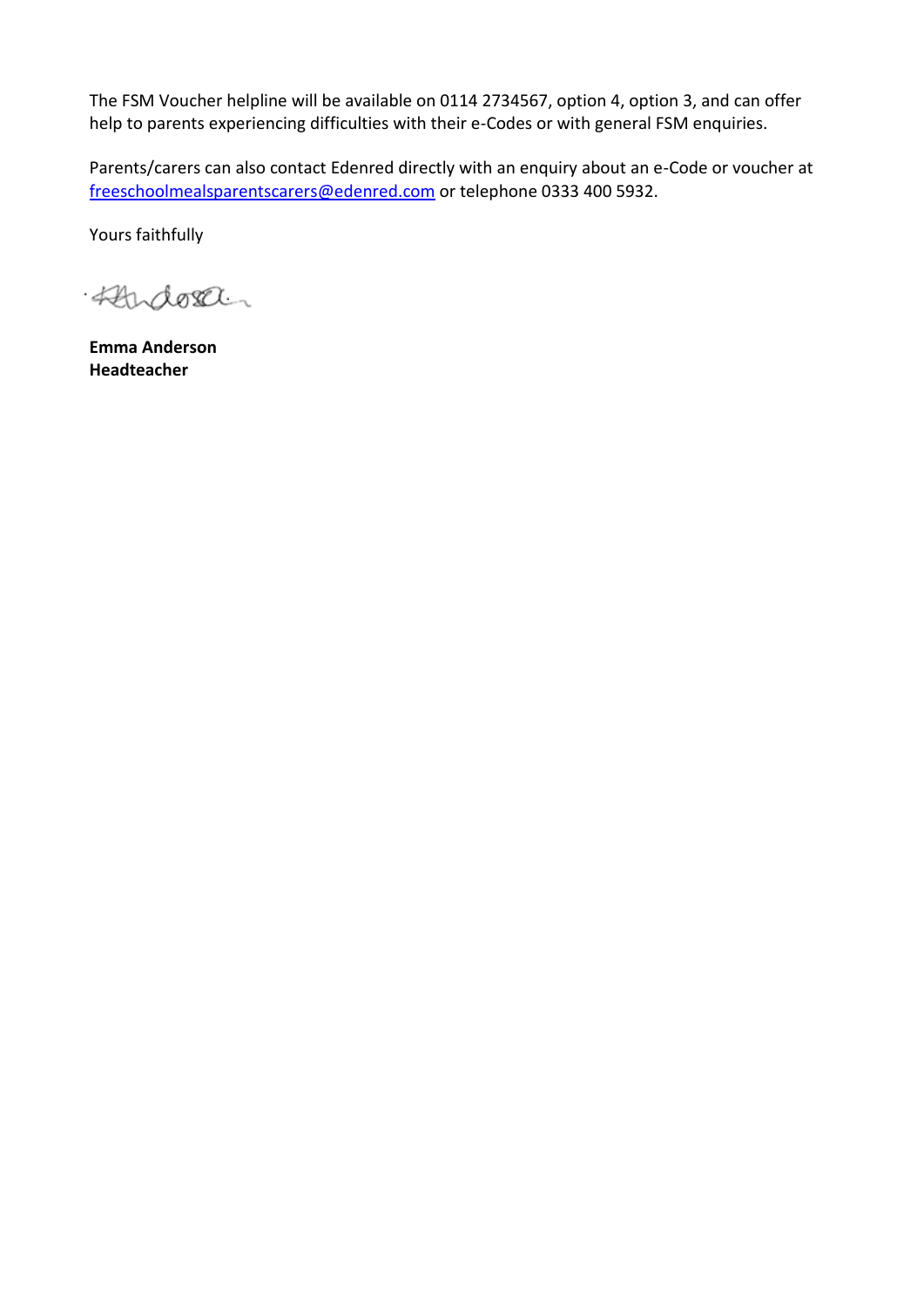The FSM Voucher helpline will be available on 0114 2734567, option 4, option 3, and can offer help to parents experiencing difficulties with their e-Codes or with general FSM enquiries.

Parents/carers can also contact Edenred directly with an enquiry about an e-Code or voucher at [freeschoolmealsparentscarers@edenred.com](mailto:freeschoolmealsparentscarers@edenred.com) or telephone 0333 400 5932.

Yours faithfully

**Emma Anderson**
**Headteacher**